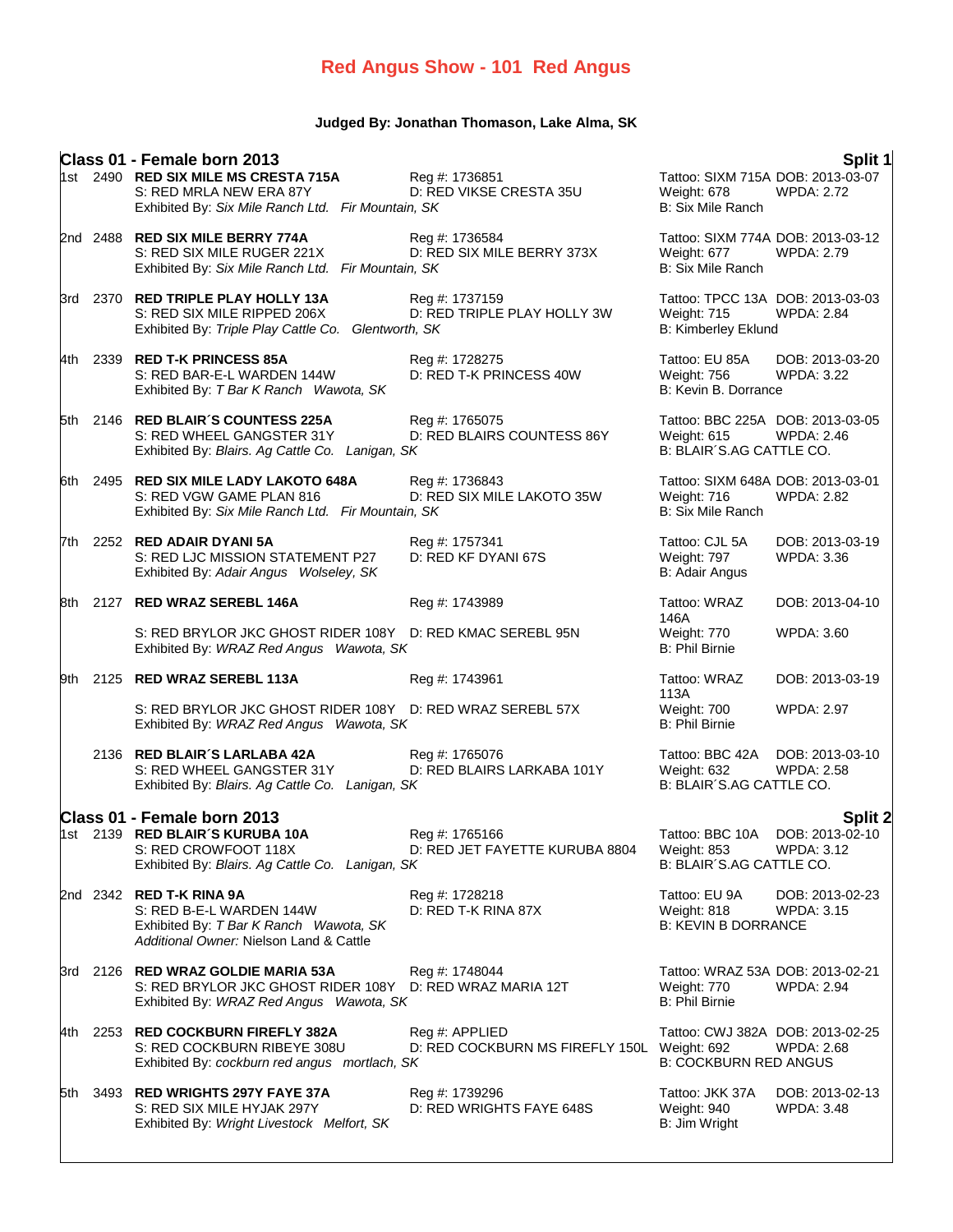# Red Angus Show - 101 Red Angus

**Judged By: Jonathan Thomason, Lake Alma, SK**

## Class 01 - Female born 2013 — Split 1

1st 2490 **RED SIX MILE MS CRESTA 715A** Reg #: 1736851 Tattoo: SIXM 715A DOB: 2013-03-07
S: RED MRLA NEW ERA 87Y D: RED VIKSE CRESTA 35U Weight: 678 WPDA: 2.72
Exhibited By: *Six Mile Ranch Ltd. Fir Mountain, SK* B: Six Mile Ranch

2nd 2488 **RED SIX MILE BERRY 774A** Reg #: 1736584 Tattoo: SIXM 774A DOB: 2013-03-12
S: RED SIX MILE RUGER 221X D: RED SIX MILE BERRY 373X Weight: 677 WPDA: 2.79
Exhibited By: *Six Mile Ranch Ltd. Fir Mountain, SK* B: Six Mile Ranch

3rd 2370 **RED TRIPLE PLAY HOLLY 13A** Reg #: 1737159 Tattoo: TPCC 13A DOB: 2013-03-03
S: RED SIX MILE RIPPED 206X D: RED TRIPLE PLAY HOLLY 3W Weight: 715 WPDA: 2.84
Exhibited By: *Triple Play Cattle Co. Glentworth, SK* B: Kimberley Eklund

4th 2339 **RED T-K PRINCESS 85A** Reg #: 1728275 Tattoo: EU 85A DOB: 2013-03-20
S: RED BAR-E-L WARDEN 144W D: RED T-K PRINCESS 40W Weight: 756 WPDA: 3.22
Exhibited By: *T Bar K Ranch Wawota, SK* B: Kevin B. Dorrance

5th 2146 **RED BLAIR´S COUNTESS 225A** Reg #: 1765075 Tattoo: BBC 225A DOB: 2013-03-05
S: RED WHEEL GANGSTER 31Y D: RED BLAIRS COUNTESS 86Y Weight: 615 WPDA: 2.46
Exhibited By: *Blairs. Ag Cattle Co. Lanigan, SK* B: BLAIR´S.AG CATTLE CO.

6th 2495 **RED SIX MILE LADY LAKOTO 648A** Reg #: 1736843 Tattoo: SIXM 648A DOB: 2013-03-01
S: RED VGW GAME PLAN 816 D: RED SIX MILE LAKOTO 35W Weight: 716 WPDA: 2.82
Exhibited By: *Six Mile Ranch Ltd. Fir Mountain, SK* B: Six Mile Ranch

7th 2252 **RED ADAIR DYANI 5A** Reg #: 1757341 Tattoo: CJL 5A DOB: 2013-03-19
S: RED LJC MISSION STATEMENT P27 D: RED KF DYANI 67S Weight: 797 WPDA: 3.36
Exhibited By: *Adair Angus Wolseley, SK* B: Adair Angus

8th 2127 **RED WRAZ SEREBL 146A** Reg #: 1743989 Tattoo: WRAZ 146A DOB: 2013-04-10
S: RED BRYLOR JKC GHOST RIDER 108Y D: RED KMAC SEREBL 95N Weight: 770 WPDA: 3.60
Exhibited By: *WRAZ Red Angus Wawota, SK* B: Phil Birnie

9th 2125 **RED WRAZ SEREBL 113A** Reg #: 1743961 Tattoo: WRAZ 113A DOB: 2013-03-19
S: RED BRYLOR JKC GHOST RIDER 108Y D: RED WRAZ SEREBL 57X Weight: 700 WPDA: 2.97
Exhibited By: *WRAZ Red Angus Wawota, SK* B: Phil Birnie

2136 **RED BLAIR´S LARLABA 42A** Reg #: 1765076 Tattoo: BBC 42A DOB: 2013-03-10
S: RED WHEEL GANGSTER 31Y D: RED BLAIRS LARKABA 101Y Weight: 632 WPDA: 2.58
Exhibited By: *Blairs. Ag Cattle Co. Lanigan, SK* B: BLAIR´S.AG CATTLE CO.

## Class 01 - Female born 2013 — Split 2

1st 2139 **RED BLAIR´S KURUBA 10A** Reg #: 1765166 Tattoo: BBC 10A DOB: 2013-02-10
S: RED CROWFOOT 118X D: RED JET FAYETTE KURUBA 8804 Weight: 853 WPDA: 3.12
Exhibited By: *Blairs. Ag Cattle Co. Lanigan, SK* B: BLAIR´S.AG CATTLE CO.

2nd 2342 **RED T-K RINA 9A** Reg #: 1728218 Tattoo: EU 9A DOB: 2013-02-23
S: RED B-E-L WARDEN 144W D: RED T-K RINA 87X Weight: 818 WPDA: 3.15
Exhibited By: *T Bar K Ranch Wawota, SK* B: KEVIN B DORRANCE
*Additional Owner:* Nielson Land & Cattle

3rd 2126 **RED WRAZ GOLDIE MARIA 53A** Reg #: 1748044 Tattoo: WRAZ 53A DOB: 2013-02-21
S: RED BRYLOR JKC GHOST RIDER 108Y D: RED WRAZ MARIA 12T Weight: 770 WPDA: 2.94
Exhibited By: *WRAZ Red Angus Wawota, SK* B: Phil Birnie

4th 2253 **RED COCKBURN FIREFLY 382A** Reg #: APPLIED Tattoo: CWJ 382A DOB: 2013-02-25
S: RED COCKBURN RIBEYE 308U D: RED COCKBURN MS FIREFLY 150L Weight: 692 WPDA: 2.68
Exhibited By: *cockburn red angus mortlach, SK* B: COCKBURN RED ANGUS

5th 3493 **RED WRIGHTS 297Y FAYE 37A** Reg #: 1739296 Tattoo: JKK 37A DOB: 2013-02-13
S: RED SIX MILE HYJAK 297Y D: RED WRIGHTS FAYE 648S Weight: 940 WPDA: 3.48
Exhibited By: *Wright Livestock Melfort, SK* B: Jim Wright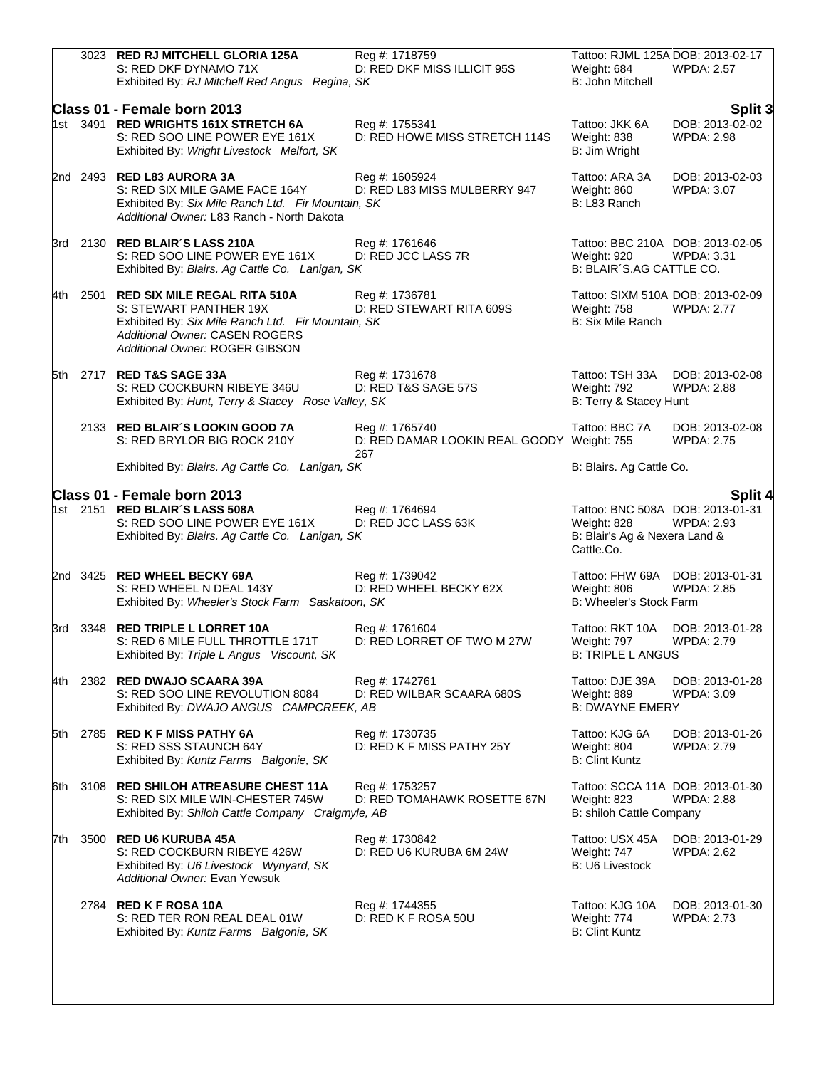| | 3023 | **RED RJ MITCHELL GLORIA 125A** | Reg #: 1718759 | Tattoo: RJML 125A | DOB: 2013-02-17 |
|---|---|---|---|---|---|
| | | S: RED DKF DYNAMO 71X | D: RED DKF MISS ILLICIT 95S | Weight: 684 | WPDA: 2.57 |
| | | Exhibited By: *RJ Mitchell Red Angus Regina, SK* | | B: John Mitchell | |

## Class 01 - Female born 2013 — Split 3

| Place | No. | Entry | Reg / Dam | Tattoo / Weight / Breeder | DOB / WPDA |
|---|---|---|---|---|---|
| 1st | 3491 | **RED WRIGHTS 161X STRETCH 6A** | Reg #: 1755341 | Tattoo: JKK 6A | DOB: 2013-02-02 |
| | | S: RED SOO LINE POWER EYE 161X | D: RED HOWE MISS STRETCH 114S | Weight: 838 | WPDA: 2.98 |
| | | Exhibited By: *Wright Livestock Melfort, SK* | | B: Jim Wright | |
| 2nd | 2493 | **RED L83 AURORA 3A** | Reg #: 1605924 | Tattoo: ARA 3A | DOB: 2013-02-03 |
| | | S: RED SIX MILE GAME FACE 164Y | D: RED L83 MISS MULBERRY 947 | Weight: 860 | WPDA: 3.07 |
| | | Exhibited By: *Six Mile Ranch Ltd. Fir Mountain, SK* | | B: L83 Ranch | |
| | | *Additional Owner:* L83 Ranch - North Dakota | | | |
| 3rd | 2130 | **RED BLAIR´S LASS 210A** | Reg #: 1761646 | Tattoo: BBC 210A | DOB: 2013-02-05 |
| | | S: RED SOO LINE POWER EYE 161X | D: RED JCC LASS 7R | Weight: 920 | WPDA: 3.31 |
| | | Exhibited By: *Blairs. Ag Cattle Co. Lanigan, SK* | | B: BLAIR´S.AG CATTLE CO. | |
| 4th | 2501 | **RED SIX MILE REGAL RITA 510A** | Reg #: 1736781 | Tattoo: SIXM 510A | DOB: 2013-02-09 |
| | | S: STEWART PANTHER 19X | D: RED STEWART RITA 609S | Weight: 758 | WPDA: 2.77 |
| | | Exhibited By: *Six Mile Ranch Ltd. Fir Mountain, SK* | | B: Six Mile Ranch | |
| | | *Additional Owner:* CASEN ROGERS | | | |
| | | *Additional Owner:* ROGER GIBSON | | | |
| 5th | 2717 | **RED T&S SAGE 33A** | Reg #: 1731678 | Tattoo: TSH 33A | DOB: 2013-02-08 |
| | | S: RED COCKBURN RIBEYE 346U | D: RED T&S SAGE 57S | Weight: 792 | WPDA: 2.88 |
| | | Exhibited By: *Hunt, Terry & Stacey Rose Valley, SK* | | B: Terry & Stacey Hunt | |
| | 2133 | **RED BLAIR´S LOOKIN GOOD 7A** | Reg #: 1765740 | Tattoo: BBC 7A | DOB: 2013-02-08 |
| | | S: RED BRYLOR BIG ROCK 210Y | D: RED DAMAR LOOKIN REAL GOODY 267 | Weight: 755 | WPDA: 2.75 |
| | | Exhibited By: *Blairs. Ag Cattle Co. Lanigan, SK* | | B: Blairs. Ag Cattle Co. | |

## Class 01 - Female born 2013 — Split 4

| Place | No. | Entry | Reg / Dam | Tattoo / Weight / Breeder | DOB / WPDA |
|---|---|---|---|---|---|
| 1st | 2151 | **RED BLAIR´S LASS 508A** | Reg #: 1764694 | Tattoo: BNC 508A | DOB: 2013-01-31 |
| | | S: RED SOO LINE POWER EYE 161X | D: RED JCC LASS 63K | Weight: 828 | WPDA: 2.93 |
| | | Exhibited By: *Blairs. Ag Cattle Co. Lanigan, SK* | | B: Blair's Ag & Nexera Land & Cattle.Co. | |
| 2nd | 3425 | **RED WHEEL BECKY 69A** | Reg #: 1739042 | Tattoo: FHW 69A | DOB: 2013-01-31 |
| | | S: RED WHEEL N DEAL 143Y | D: RED WHEEL BECKY 62X | Weight: 806 | WPDA: 2.85 |
| | | Exhibited By: *Wheeler's Stock Farm Saskatoon, SK* | | B: Wheeler's Stock Farm | |
| 3rd | 3348 | **RED TRIPLE L LORRET 10A** | Reg #: 1761604 | Tattoo: RKT 10A | DOB: 2013-01-28 |
| | | S: RED 6 MILE FULL THROTTLE 171T | D: RED LORRET OF TWO M 27W | Weight: 797 | WPDA: 2.79 |
| | | Exhibited By: *Triple L Angus Viscount, SK* | | B: TRIPLE L ANGUS | |
| 4th | 2382 | **RED DWAJO SCAARA 39A** | Reg #: 1742761 | Tattoo: DJE 39A | DOB: 2013-01-28 |
| | | S: RED SOO LINE REVOLUTION 8084 | D: RED WILBAR SCAARA 680S | Weight: 889 | WPDA: 3.09 |
| | | Exhibited By: *DWAJO ANGUS CAMPCREEK, AB* | | B: DWAYNE EMERY | |
| 5th | 2785 | **RED K F MISS PATHY 6A** | Reg #: 1730735 | Tattoo: KJG 6A | DOB: 2013-01-26 |
| | | S: RED SSS STAUNCH 64Y | D: RED K F MISS PATHY 25Y | Weight: 804 | WPDA: 2.79 |
| | | Exhibited By: *Kuntz Farms Balgonie, SK* | | B: Clint Kuntz | |
| 6th | 3108 | **RED SHILOH ATREASURE CHEST 11A** | Reg #: 1753257 | Tattoo: SCCA 11A | DOB: 2013-01-30 |
| | | S: RED SIX MILE WIN-CHESTER 745W | D: RED TOMAHAWK ROSETTE 67N | Weight: 823 | WPDA: 2.88 |
| | | Exhibited By: *Shiloh Cattle Company Craigmyle, AB* | | B: shiloh Cattle Company | |
| 7th | 3500 | **RED U6 KURUBA 45A** | Reg #: 1730842 | Tattoo: USX 45A | DOB: 2013-01-29 |
| | | S: RED COCKBURN RIBEYE 426W | D: RED U6 KURUBA 6M 24W | Weight: 747 | WPDA: 2.62 |
| | | Exhibited By: *U6 Livestock Wynyard, SK* | | B: U6 Livestock | |
| | | *Additional Owner:* Evan Yewsuk | | | |
| | 2784 | **RED K F ROSA 10A** | Reg #: 1744355 | Tattoo: KJG 10A | DOB: 2013-01-30 |
| | | S: RED TER RON REAL DEAL 01W | D: RED K F ROSA 50U | Weight: 774 | WPDA: 2.73 |
| | | Exhibited By: *Kuntz Farms Balgonie, SK* | | B: Clint Kuntz | |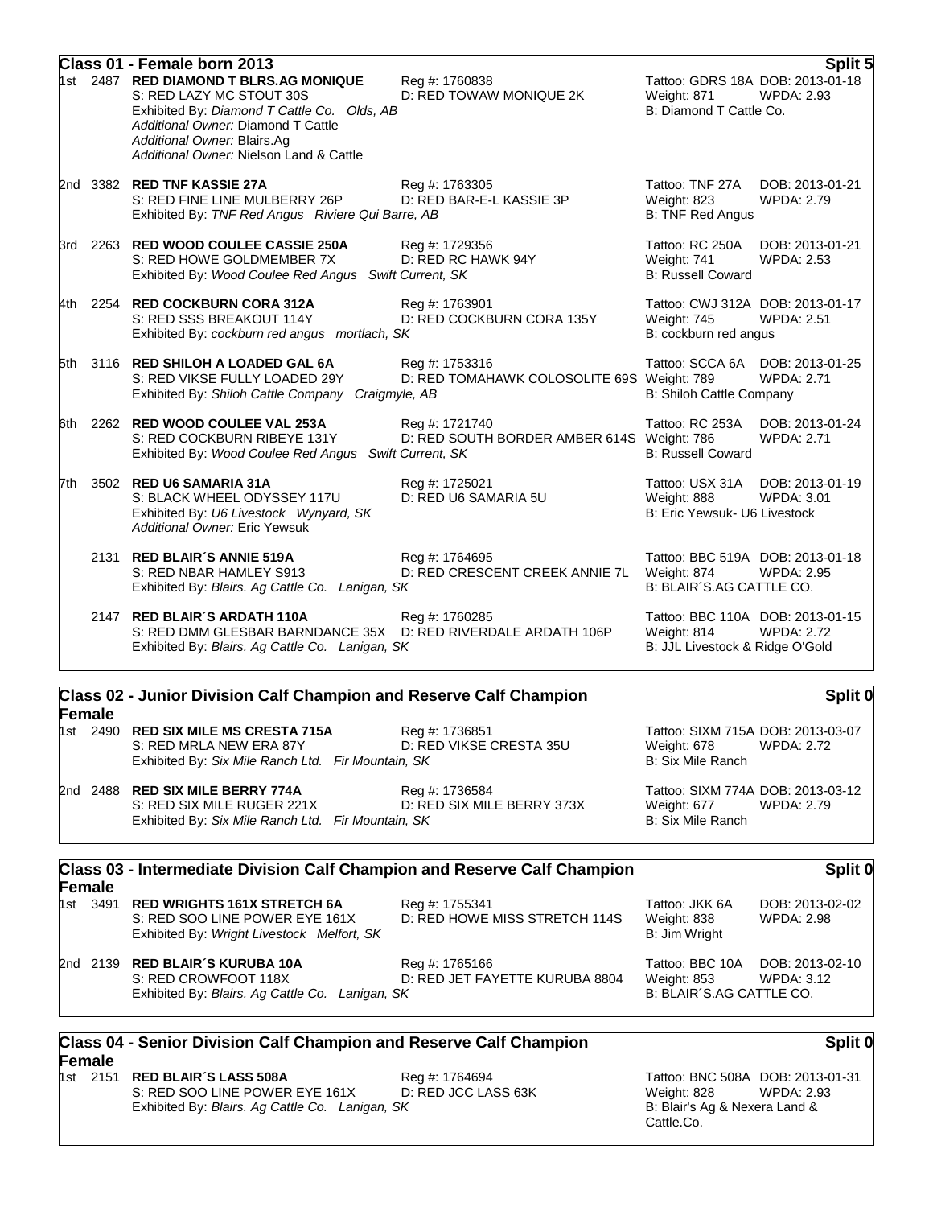## Class 01 - Female born 2013

**Split 5**

1st 2487 **RED DIAMOND T BLRS.AG MONIQUE** Reg #: 1760838 Tattoo: GDRS 18A DOB: 2013-01-18
S: RED LAZY MC STOUT 30S D: RED TOWAW MONIQUE 2K Weight: 871 WPDA: 2.93
Exhibited By: *Diamond T Cattle Co. Olds, AB* B: Diamond T Cattle Co.
*Additional Owner:* Diamond T Cattle
*Additional Owner:* Blairs.Ag
*Additional Owner:* Nielson Land & Cattle

2nd 3382 **RED TNF KASSIE 27A** Reg #: 1763305 Tattoo: TNF 27A DOB: 2013-01-21
S: RED FINE LINE MULBERRY 26P D: RED BAR-E-L KASSIE 3P Weight: 823 WPDA: 2.79
Exhibited By: *TNF Red Angus Riviere Qui Barre, AB* B: TNF Red Angus

3rd 2263 **RED WOOD COULEE CASSIE 250A** Reg #: 1729356 Tattoo: RC 250A DOB: 2013-01-21
S: RED HOWE GOLDMEMBER 7X D: RED RC HAWK 94Y Weight: 741 WPDA: 2.53
Exhibited By: *Wood Coulee Red Angus Swift Current, SK* B: Russell Coward

4th 2254 **RED COCKBURN CORA 312A** Reg #: 1763901 Tattoo: CWJ 312A DOB: 2013-01-17
S: RED SSS BREAKOUT 114Y D: RED COCKBURN CORA 135Y Weight: 745 WPDA: 2.51
Exhibited By: *cockburn red angus mortlach, SK* B: cockburn red angus

5th 3116 **RED SHILOH A LOADED GAL 6A** Reg #: 1753316 Tattoo: SCCA 6A DOB: 2013-01-25
S: RED VIKSE FULLY LOADED 29Y D: RED TOMAHAWK COLOSOLITE 69S Weight: 789 WPDA: 2.71
Exhibited By: *Shiloh Cattle Company Craigmyle, AB* B: Shiloh Cattle Company

6th 2262 **RED WOOD COULEE VAL 253A** Reg #: 1721740 Tattoo: RC 253A DOB: 2013-01-24
S: RED COCKBURN RIBEYE 131Y D: RED SOUTH BORDER AMBER 614S Weight: 786 WPDA: 2.71
Exhibited By: *Wood Coulee Red Angus Swift Current, SK* B: Russell Coward

7th 3502 **RED U6 SAMARIA 31A** Reg #: 1725021 Tattoo: USX 31A DOB: 2013-01-19
S: BLACK WHEEL ODYSSEY 117U D: RED U6 SAMARIA 5U Weight: 888 WPDA: 3.01
Exhibited By: *U6 Livestock Wynyard, SK* B: Eric Yewsuk- U6 Livestock
*Additional Owner:* Eric Yewsuk

2131 **RED BLAIR´S ANNIE 519A** Reg #: 1764695 Tattoo: BBC 519A DOB: 2013-01-18
S: RED NBAR HAMLEY S913 D: RED CRESCENT CREEK ANNIE 7L Weight: 874 WPDA: 2.95
Exhibited By: *Blairs. Ag Cattle Co. Lanigan, SK* B: BLAIR´S.AG CATTLE CO.

2147 **RED BLAIR´S ARDATH 110A** Reg #: 1760285 Tattoo: BBC 110A DOB: 2013-01-15
S: RED DMM GLESBAR BARNDANCE 35X D: RED RIVERDALE ARDATH 106P Weight: 814 WPDA: 2.72
Exhibited By: *Blairs. Ag Cattle Co. Lanigan, SK* B: JJL Livestock & Ridge O'Gold

## Class 02 - Junior Division Calf Champion and Reserve Calf Champion Female

**Split 0**

1st 2490 **RED SIX MILE MS CRESTA 715A** Reg #: 1736851 Tattoo: SIXM 715A DOB: 2013-03-07
S: RED MRLA NEW ERA 87Y D: RED VIKSE CRESTA 35U Weight: 678 WPDA: 2.72
Exhibited By: *Six Mile Ranch Ltd. Fir Mountain, SK* B: Six Mile Ranch

2nd 2488 **RED SIX MILE BERRY 774A** Reg #: 1736584 Tattoo: SIXM 774A DOB: 2013-03-12
S: RED SIX MILE RUGER 221X D: RED SIX MILE BERRY 373X Weight: 677 WPDA: 2.79
Exhibited By: *Six Mile Ranch Ltd. Fir Mountain, SK* B: Six Mile Ranch

## Class 03 - Intermediate Division Calf Champion and Reserve Calf Champion Female

**Split 0**

1st 3491 **RED WRIGHTS 161X STRETCH 6A** Reg #: 1755341 Tattoo: JKK 6A DOB: 2013-02-02
S: RED SOO LINE POWER EYE 161X D: RED HOWE MISS STRETCH 114S Weight: 838 WPDA: 2.98
Exhibited By: *Wright Livestock Melfort, SK* B: Jim Wright

2nd 2139 **RED BLAIR´S KURUBA 10A** Reg #: 1765166 Tattoo: BBC 10A DOB: 2013-02-10
S: RED CROWFOOT 118X D: RED JET FAYETTE KURUBA 8804 Weight: 853 WPDA: 3.12
Exhibited By: *Blairs. Ag Cattle Co. Lanigan, SK* B: BLAIR´S.AG CATTLE CO.

## Class 04 - Senior Division Calf Champion and Reserve Calf Champion Female

**Split 0**

1st 2151 **RED BLAIR´S LASS 508A** Reg #: 1764694 Tattoo: BNC 508A DOB: 2013-01-31
S: RED SOO LINE POWER EYE 161X D: RED JCC LASS 63K Weight: 828 WPDA: 2.93
Exhibited By: *Blairs. Ag Cattle Co. Lanigan, SK* B: Blair's Ag & Nexera Land & Cattle.Co.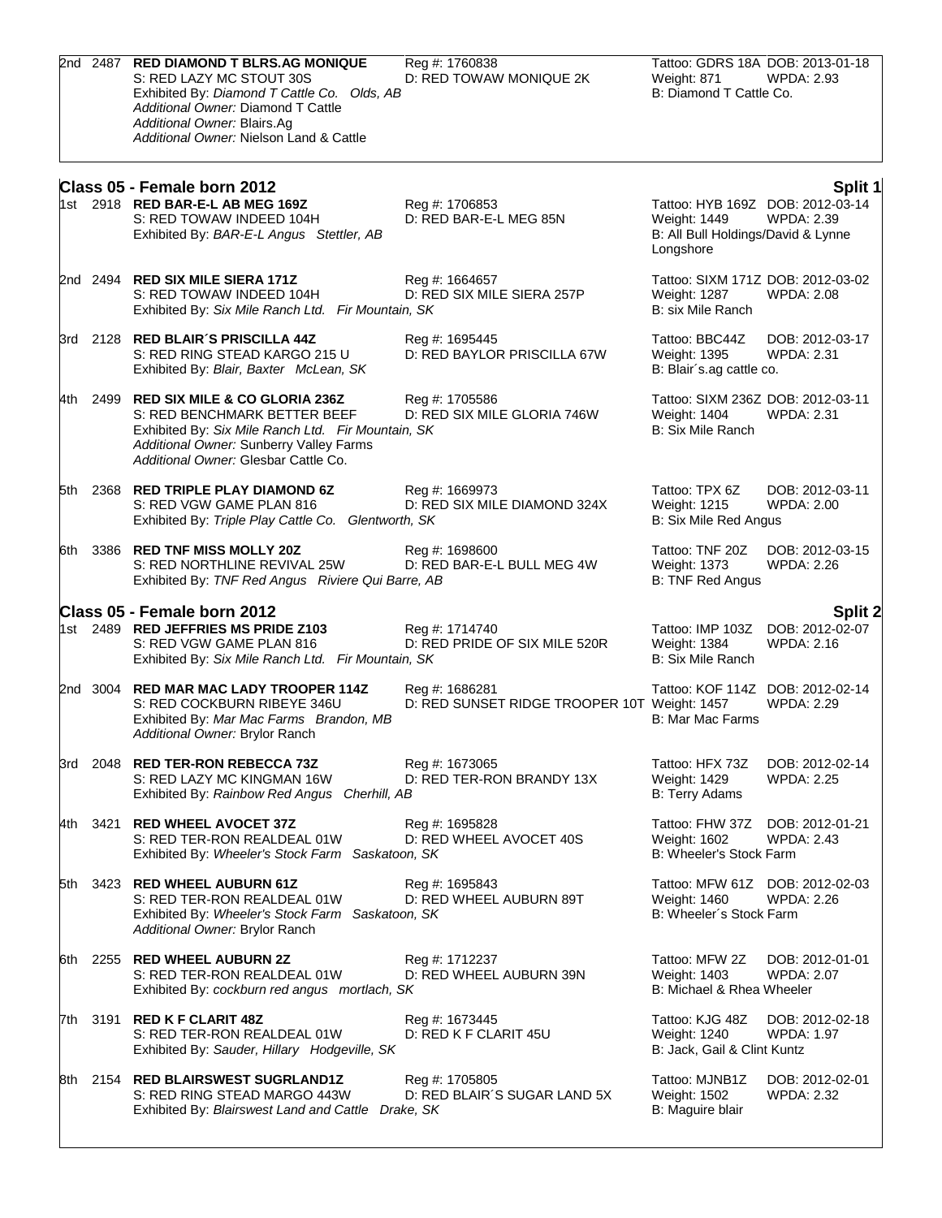2nd 2487 **RED DIAMOND T BLRS.AG MONIQUE** Reg #: 1760838 Tattoo: GDRS 18A DOB: 2013-01-18
S: RED LAZY MC STOUT 30S D: RED TOWAW MONIQUE 2K Weight: 871 WPDA: 2.93
Exhibited By: *Diamond T Cattle Co. Olds, AB* B: Diamond T Cattle Co.
*Additional Owner:* Diamond T Cattle
*Additional Owner:* Blairs.Ag
*Additional Owner:* Nielson Land & Cattle

## Class 05 - Female born 2012 — Split 1

1st 2918 **RED BAR-E-L AB MEG 169Z** Reg #: 1706853 Tattoo: HYB 169Z DOB: 2012-03-14
S: RED TOWAW INDEED 104H D: RED BAR-E-L MEG 85N Weight: 1449 WPDA: 2.39
Exhibited By: *BAR-E-L Angus Stettler, AB* B: All Bull Holdings/David & Lynne Longshore

2nd 2494 **RED SIX MILE SIERA 171Z** Reg #: 1664657 Tattoo: SIXM 171Z DOB: 2012-03-02
S: RED TOWAW INDEED 104H D: RED SIX MILE SIERA 257P Weight: 1287 WPDA: 2.08
Exhibited By: *Six Mile Ranch Ltd. Fir Mountain, SK* B: six Mile Ranch

3rd 2128 **RED BLAIR´S PRISCILLA 44Z** Reg #: 1695445 Tattoo: BBC44Z DOB: 2012-03-17
S: RED RING STEAD KARGO 215 U D: RED BAYLOR PRISCILLA 67W Weight: 1395 WPDA: 2.31
Exhibited By: *Blair, Baxter McLean, SK* B: Blair´s.ag cattle co.

4th 2499 **RED SIX MILE & CO GLORIA 236Z** Reg #: 1705586 Tattoo: SIXM 236Z DOB: 2012-03-11
S: RED BENCHMARK BETTER BEEF D: RED SIX MILE GLORIA 746W Weight: 1404 WPDA: 2.31
Exhibited By: *Six Mile Ranch Ltd. Fir Mountain, SK* B: Six Mile Ranch
*Additional Owner:* Sunberry Valley Farms
*Additional Owner:* Glesbar Cattle Co.

5th 2368 **RED TRIPLE PLAY DIAMOND 6Z** Reg #: 1669973 Tattoo: TPX 6Z DOB: 2012-03-11
S: RED VGW GAME PLAN 816 D: RED SIX MILE DIAMOND 324X Weight: 1215 WPDA: 2.00
Exhibited By: *Triple Play Cattle Co. Glentworth, SK* B: Six Mile Red Angus

6th 3386 **RED TNF MISS MOLLY 20Z** Reg #: 1698600 Tattoo: TNF 20Z DOB: 2012-03-15
S: RED NORTHLINE REVIVAL 25W D: RED BAR-E-L BULL MEG 4W Weight: 1373 WPDA: 2.26
Exhibited By: *TNF Red Angus Riviere Qui Barre, AB* B: TNF Red Angus

## Class 05 - Female born 2012 — Split 2

1st 2489 **RED JEFFRIES MS PRIDE Z103** Reg #: 1714740 Tattoo: IMP 103Z DOB: 2012-02-07
S: RED VGW GAME PLAN 816 D: RED PRIDE OF SIX MILE 520R Weight: 1384 WPDA: 2.16
Exhibited By: *Six Mile Ranch Ltd. Fir Mountain, SK* B: Six Mile Ranch

2nd 3004 **RED MAR MAC LADY TROOPER 114Z** Reg #: 1686281 Tattoo: KOF 114Z DOB: 2012-02-14
S: RED COCKBURN RIBEYE 346U D: RED SUNSET RIDGE TROOPER 10T Weight: 1457 WPDA: 2.29
Exhibited By: *Mar Mac Farms Brandon, MB* B: Mar Mac Farms
*Additional Owner:* Brylor Ranch

3rd 2048 **RED TER-RON REBECCA 73Z** Reg #: 1673065 Tattoo: HFX 73Z DOB: 2012-02-14
S: RED LAZY MC KINGMAN 16W D: RED TER-RON BRANDY 13X Weight: 1429 WPDA: 2.25
Exhibited By: *Rainbow Red Angus Cherhill, AB* B: Terry Adams

4th 3421 **RED WHEEL AVOCET 37Z** Reg #: 1695828 Tattoo: FHW 37Z DOB: 2012-01-21
S: RED TER-RON REALDEAL 01W D: RED WHEEL AVOCET 40S Weight: 1602 WPDA: 2.43
Exhibited By: *Wheeler's Stock Farm Saskatoon, SK* B: Wheeler's Stock Farm

5th 3423 **RED WHEEL AUBURN 61Z** Reg #: 1695843 Tattoo: MFW 61Z DOB: 2012-02-03
S: RED TER-RON REALDEAL 01W D: RED WHEEL AUBURN 89T Weight: 1460 WPDA: 2.26
Exhibited By: *Wheeler's Stock Farm Saskatoon, SK* B: Wheeler´s Stock Farm
*Additional Owner:* Brylor Ranch

6th 2255 **RED WHEEL AUBURN 2Z** Reg #: 1712237 Tattoo: MFW 2Z DOB: 2012-01-01
S: RED TER-RON REALDEAL 01W D: RED WHEEL AUBURN 39N Weight: 1403 WPDA: 2.07
Exhibited By: *cockburn red angus mortlach, SK* B: Michael & Rhea Wheeler

7th 3191 **RED K F CLARIT 48Z** Reg #: 1673445 Tattoo: KJG 48Z DOB: 2012-02-18
S: RED TER-RON REALDEAL 01W D: RED K F CLARIT 45U Weight: 1240 WPDA: 1.97
Exhibited By: *Sauder, Hillary Hodgeville, SK* B: Jack, Gail & Clint Kuntz

8th 2154 **RED BLAIRSWEST SUGRLAND1Z** Reg #: 1705805 Tattoo: MJNB1Z DOB: 2012-02-01
S: RED RING STEAD MARGO 443W D: RED BLAIR´S SUGAR LAND 5X Weight: 1502 WPDA: 2.32
Exhibited By: *Blairswest Land and Cattle Drake, SK* B: Maguire blair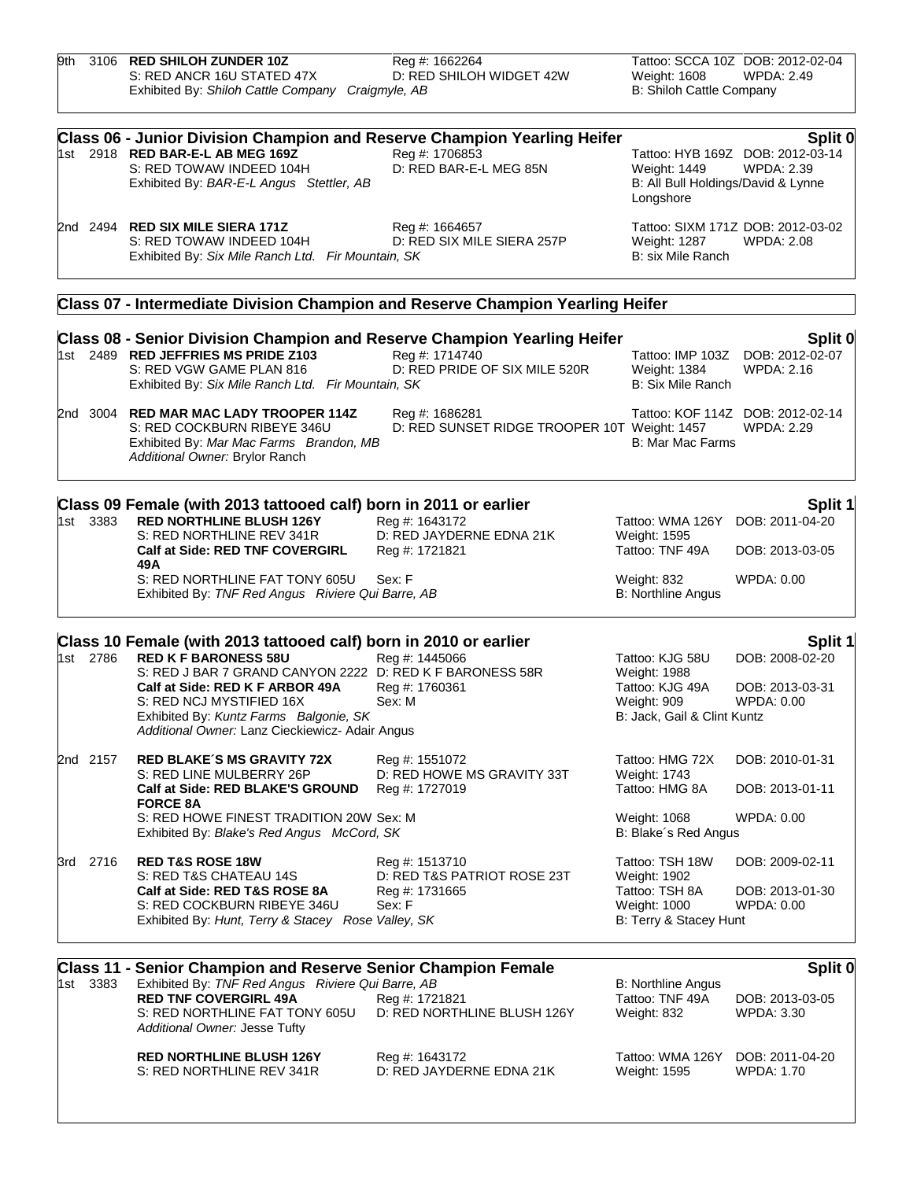9th 3106 **RED SHILOH ZUNDER 10Z** Reg #: 1662264 Tattoo: SCCA 10Z DOB: 2012-02-04
S: RED ANCR 16U STATED 47X D: RED SHILOH WIDGET 42W Weight: 1608 WPDA: 2.49
Exhibited By: *Shiloh Cattle Company Craigmyle, AB* B: Shiloh Cattle Company

## Class 06 - Junior Division Champion and Reserve Champion Yearling Heifer — Split 0

1st 2918 **RED BAR-E-L AB MEG 169Z** Reg #: 1706853 Tattoo: HYB 169Z DOB: 2012-03-14
S: RED TOWAW INDEED 104H D: RED BAR-E-L MEG 85N Weight: 1449 WPDA: 2.39
Exhibited By: *BAR-E-L Angus Stettler, AB* B: All Bull Holdings/David & Lynne Longshore

2nd 2494 **RED SIX MILE SIERA 171Z** Reg #: 1664657 Tattoo: SIXM 171Z DOB: 2012-03-02
S: RED TOWAW INDEED 104H D: RED SIX MILE SIERA 257P Weight: 1287 WPDA: 2.08
Exhibited By: *Six Mile Ranch Ltd. Fir Mountain, SK* B: six Mile Ranch

## Class 07 - Intermediate Division Champion and Reserve Champion Yearling Heifer

## Class 08 - Senior Division Champion and Reserve Champion Yearling Heifer — Split 0

1st 2489 **RED JEFFRIES MS PRIDE Z103** Reg #: 1714740 Tattoo: IMP 103Z DOB: 2012-02-07
S: RED VGW GAME PLAN 816 D: RED PRIDE OF SIX MILE 520R Weight: 1384 WPDA: 2.16
Exhibited By: *Six Mile Ranch Ltd. Fir Mountain, SK* B: Six Mile Ranch

2nd 3004 **RED MAR MAC LADY TROOPER 114Z** Reg #: 1686281 Tattoo: KOF 114Z DOB: 2012-02-14
S: RED COCKBURN RIBEYE 346U D: RED SUNSET RIDGE TROOPER 10T Weight: 1457 WPDA: 2.29
Exhibited By: *Mar Mac Farms Brandon, MB* B: Mar Mac Farms
*Additional Owner:* Brylor Ranch

## Class 09 Female (with 2013 tattooed calf) born in 2011 or earlier — Split 1

1st 3383 **RED NORTHLINE BLUSH 126Y** Reg #: 1643172 Tattoo: WMA 126Y DOB: 2011-04-20
S: RED NORTHLINE REV 341R D: RED JAYDERNE EDNA 21K Weight: 1595
**Calf at Side: RED TNF COVERGIRL 49A** Reg #: 1721821 Tattoo: TNF 49A DOB: 2013-03-05
S: RED NORTHLINE FAT TONY 605U Sex: F Weight: 832 WPDA: 0.00
Exhibited By: *TNF Red Angus Riviere Qui Barre, AB* B: Northline Angus

## Class 10 Female (with 2013 tattooed calf) born in 2010 or earlier — Split 1

1st 2786 **RED K F BARONESS 58U** Reg #: 1445066 Tattoo: KJG 58U DOB: 2008-02-20
S: RED J BAR 7 GRAND CANYON 2222 D: RED K F BARONESS 58R Weight: 1988
**Calf at Side: RED K F ARBOR 49A** Reg #: 1760361 Tattoo: KJG 49A DOB: 2013-03-31
S: RED NCJ MYSTIFIED 16X Sex: M Weight: 909 WPDA: 0.00
Exhibited By: *Kuntz Farms Balgonie, SK* B: Jack, Gail & Clint Kuntz
*Additional Owner:* Lanz Cieckiewicz- Adair Angus

2nd 2157 **RED BLAKE´S MS GRAVITY 72X** Reg #: 1551072 Tattoo: HMG 72X DOB: 2010-01-31
S: RED LINE MULBERRY 26P D: RED HOWE MS GRAVITY 33T Weight: 1743
**Calf at Side: RED BLAKE'S GROUND FORCE 8A** Reg #: 1727019 Tattoo: HMG 8A DOB: 2013-01-11
S: RED HOWE FINEST TRADITION 20W Sex: M Weight: 1068 WPDA: 0.00
Exhibited By: *Blake's Red Angus McCord, SK* B: Blake´s Red Angus

3rd 2716 **RED T&S ROSE 18W** Reg #: 1513710 Tattoo: TSH 18W DOB: 2009-02-11
S: RED T&S CHATEAU 14S D: RED T&S PATRIOT ROSE 23T Weight: 1902
**Calf at Side: RED T&S ROSE 8A** Reg #: 1731665 Tattoo: TSH 8A DOB: 2013-01-30
S: RED COCKBURN RIBEYE 346U Sex: F Weight: 1000 WPDA: 0.00
Exhibited By: *Hunt, Terry & Stacey Rose Valley, SK* B: Terry & Stacey Hunt

## Class 11 - Senior Champion and Reserve Senior Champion Female — Split 0

1st 3383 Exhibited By: *TNF Red Angus Riviere Qui Barre, AB* B: Northline Angus
**RED TNF COVERGIRL 49A** Reg #: 1721821 Tattoo: TNF 49A DOB: 2013-03-05
S: RED NORTHLINE FAT TONY 605U D: RED NORTHLINE BLUSH 126Y Weight: 832 WPDA: 3.30
*Additional Owner:* Jesse Tufty

**RED NORTHLINE BLUSH 126Y** Reg #: 1643172 Tattoo: WMA 126Y DOB: 2011-04-20
S: RED NORTHLINE REV 341R D: RED JAYDERNE EDNA 21K Weight: 1595 WPDA: 1.70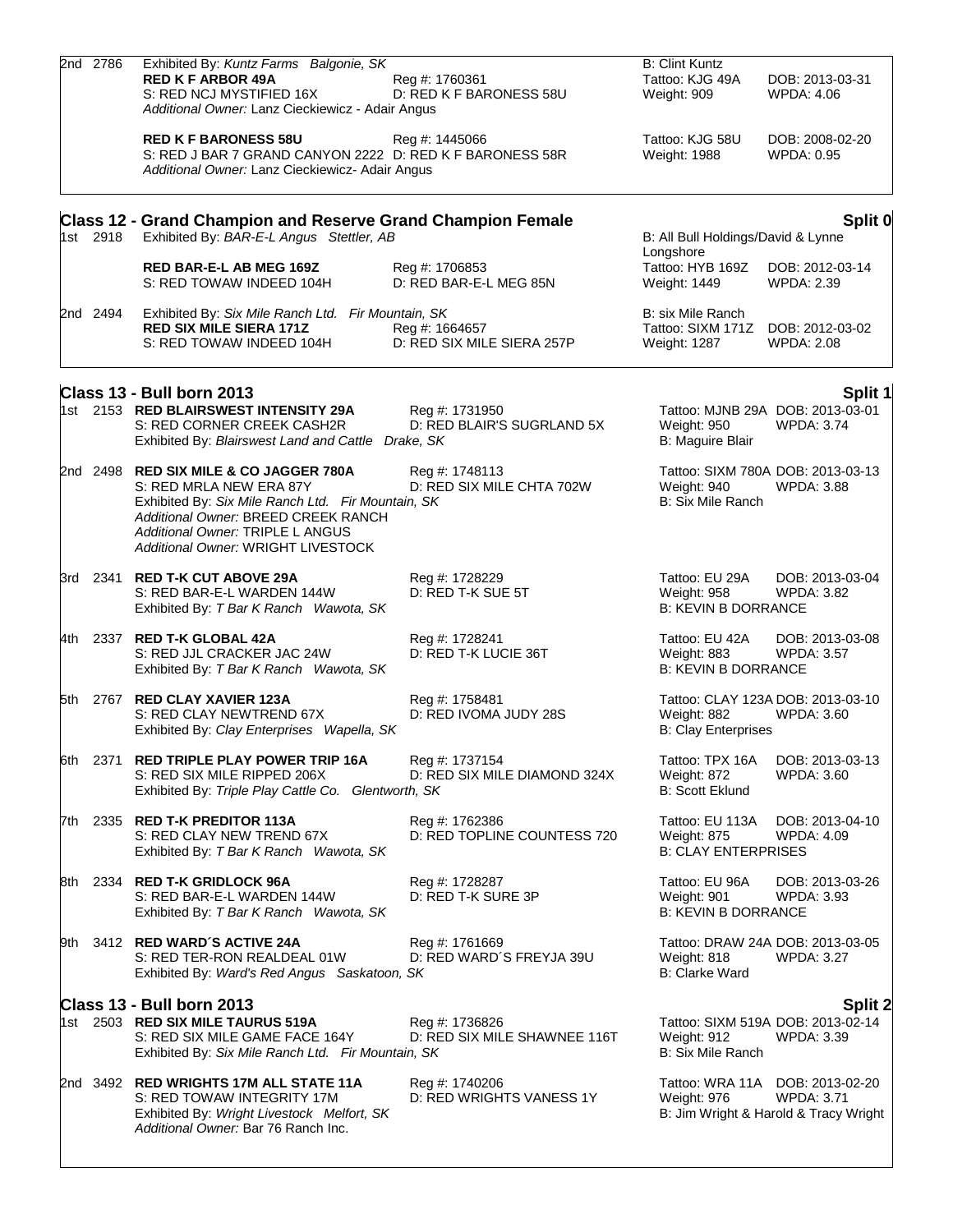2nd 2786 Exhibited By: *Kuntz Farms Balgonie, SK* — B: Clint Kuntz

**RED K F ARBOR 49A** Reg #: 1760361 Tattoo: KJG 49A DOB: 2013-03-31
S: RED NCJ MYSTIFIED 16X D: RED K F BARONESS 58U Weight: 909 WPDA: 4.06
*Additional Owner:* Lanz Cieckiewicz - Adair Angus

**RED K F BARONESS 58U** Reg #: 1445066 Tattoo: KJG 58U DOB: 2008-02-20
S: RED J BAR 7 GRAND CANYON 2222 D: RED K F BARONESS 58R Weight: 1988 WPDA: 0.95
*Additional Owner:* Lanz Cieckiewicz- Adair Angus

## Class 12 - Grand Champion and Reserve Grand Champion Female — Split 0

1st 2918 Exhibited By: *BAR-E-L Angus Stettler, AB* — B: All Bull Holdings/David & Lynne Longshore

**RED BAR-E-L AB MEG 169Z** Reg #: 1706853 Tattoo: HYB 169Z DOB: 2012-03-14
S: RED TOWAW INDEED 104H D: RED BAR-E-L MEG 85N Weight: 1449 WPDA: 2.39

2nd 2494 Exhibited By: *Six Mile Ranch Ltd. Fir Mountain, SK* — B: six Mile Ranch
**RED SIX MILE SIERA 171Z** Reg #: 1664657 Tattoo: SIXM 171Z DOB: 2012-03-02
S: RED TOWAW INDEED 104H D: RED SIX MILE SIERA 257P Weight: 1287 WPDA: 2.08

## Class 13 - Bull born 2013 — Split 1

1st 2153 **RED BLAIRSWEST INTENSITY 29A** Reg #: 1731950 Tattoo: MJNB 29A DOB: 2013-03-01
S: RED CORNER CREEK CASH2R D: RED BLAIR'S SUGRLAND 5X Weight: 950 WPDA: 3.74
Exhibited By: *Blairswest Land and Cattle Drake, SK* B: Maguire Blair

2nd 2498 **RED SIX MILE & CO JAGGER 780A** Reg #: 1748113 Tattoo: SIXM 780A DOB: 2013-03-13
S: RED MRLA NEW ERA 87Y D: RED SIX MILE CHTA 702W Weight: 940 WPDA: 3.88
Exhibited By: *Six Mile Ranch Ltd. Fir Mountain, SK* B: Six Mile Ranch
*Additional Owner:* BREED CREEK RANCH
*Additional Owner:* TRIPLE L ANGUS
*Additional Owner:* WRIGHT LIVESTOCK

3rd 2341 **RED T-K CUT ABOVE 29A** Reg #: 1728229 Tattoo: EU 29A DOB: 2013-03-04
S: RED BAR-E-L WARDEN 144W D: RED T-K SUE 5T Weight: 958 WPDA: 3.82
Exhibited By: *T Bar K Ranch Wawota, SK* B: KEVIN B DORRANCE

4th 2337 **RED T-K GLOBAL 42A** Reg #: 1728241 Tattoo: EU 42A DOB: 2013-03-08
S: RED JJL CRACKER JAC 24W D: RED T-K LUCIE 36T Weight: 883 WPDA: 3.57
Exhibited By: *T Bar K Ranch Wawota, SK* B: KEVIN B DORRANCE

5th 2767 **RED CLAY XAVIER 123A** Reg #: 1758481 Tattoo: CLAY 123A DOB: 2013-03-10
S: RED CLAY NEWTREND 67X D: RED IVOMA JUDY 28S Weight: 882 WPDA: 3.60
Exhibited By: *Clay Enterprises Wapella, SK* B: Clay Enterprises

6th 2371 **RED TRIPLE PLAY POWER TRIP 16A** Reg #: 1737154 Tattoo: TPX 16A DOB: 2013-03-13
S: RED SIX MILE RIPPED 206X D: RED SIX MILE DIAMOND 324X Weight: 872 WPDA: 3.60
Exhibited By: *Triple Play Cattle Co. Glentworth, SK* B: Scott Eklund

7th 2335 **RED T-K PREDITOR 113A** Reg #: 1762386 Tattoo: EU 113A DOB: 2013-04-10
S: RED CLAY NEW TREND 67X D: RED TOPLINE COUNTESS 720 Weight: 875 WPDA: 4.09
Exhibited By: *T Bar K Ranch Wawota, SK* B: CLAY ENTERPRISES

8th 2334 **RED T-K GRIDLOCK 96A** Reg #: 1728287 Tattoo: EU 96A DOB: 2013-03-26
S: RED BAR-E-L WARDEN 144W D: RED T-K SURE 3P Weight: 901 WPDA: 3.93
Exhibited By: *T Bar K Ranch Wawota, SK* B: KEVIN B DORRANCE

9th 3412 **RED WARD´S ACTIVE 24A** Reg #: 1761669 Tattoo: DRAW 24A DOB: 2013-03-05
S: RED TER-RON REALDEAL 01W D: RED WARD´S FREYJA 39U Weight: 818 WPDA: 3.27
Exhibited By: *Ward's Red Angus Saskatoon, SK* B: Clarke Ward

## Class 13 - Bull born 2013 — Split 2

1st 2503 **RED SIX MILE TAURUS 519A** Reg #: 1736826 Tattoo: SIXM 519A DOB: 2013-02-14
S: RED SIX MILE GAME FACE 164Y D: RED SIX MILE SHAWNEE 116T Weight: 912 WPDA: 3.39
Exhibited By: *Six Mile Ranch Ltd. Fir Mountain, SK* B: Six Mile Ranch

2nd 3492 **RED WRIGHTS 17M ALL STATE 11A** Reg #: 1740206 Tattoo: WRA 11A DOB: 2013-02-20
S: RED TOWAW INTEGRITY 17M D: RED WRIGHTS VANESS 1Y Weight: 976 WPDA: 3.71
Exhibited By: *Wright Livestock Melfort, SK* B: Jim Wright & Harold & Tracy Wright
*Additional Owner:* Bar 76 Ranch Inc.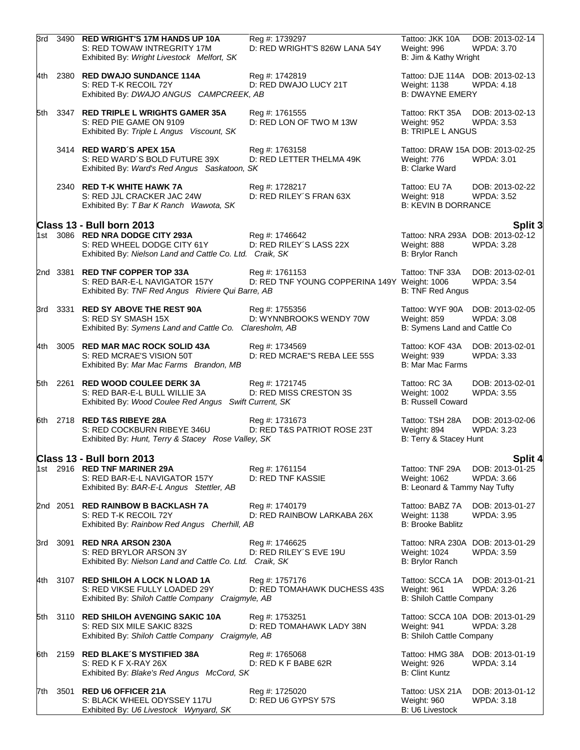| Place | No. | Name | Reg #/Dam | Tattoo/Weight/Breeder | DOB/WPDA |
|---|---|---|---|---|---|
| 3rd | 3490 | **RED WRIGHT'S 17M HANDS UP 10A** | Reg #: 1739297 | Tattoo: JKK 10A | DOB: 2013-02-14 |
| | | S: RED TOWAW INTREGRITY 17M | D: RED WRIGHT'S 826W LANA 54Y | Weight: 996 | WPDA: 3.70 |
| | | Exhibited By: *Wright Livestock Melfort, SK* | | B: Jim & Kathy Wright | |
| 4th | 2380 | **RED DWAJO SUNDANCE 114A** | Reg #: 1742819 | Tattoo: DJE 114A | DOB: 2013-02-13 |
| | | S: RED T-K RECOIL 72Y | D: RED DWAJO LUCY 21T | Weight: 1138 | WPDA: 4.18 |
| | | Exhibited By: *DWAJO ANGUS CAMPCREEK, AB* | | B: DWAYNE EMERY | |
| 5th | 3347 | **RED TRIPLE L WRIGHTS GAMER 35A** | Reg #: 1761555 | Tattoo: RKT 35A | DOB: 2013-02-13 |
| | | S: RED PIE GAME ON 9109 | D: RED LON OF TWO M 13W | Weight: 952 | WPDA: 3.53 |
| | | Exhibited By: *Triple L Angus Viscount, SK* | | B: TRIPLE L ANGUS | |
| | 3414 | **RED WARD´S APEX 15A** | Reg #: 1763158 | Tattoo: DRAW 15A | DOB: 2013-02-25 |
| | | S: RED WARD´S BOLD FUTURE 39X | D: RED LETTER THELMA 49K | Weight: 776 | WPDA: 3.01 |
| | | Exhibited By: *Ward's Red Angus Saskatoon, SK* | | B: Clarke Ward | |
| | 2340 | **RED T-K WHITE HAWK 7A** | Reg #: 1728217 | Tattoo: EU 7A | DOB: 2013-02-22 |
| | | S: RED JJL CRACKER JAC 24W | D: RED RILEY´S FRAN 63X | Weight: 918 | WPDA: 3.52 |
| | | Exhibited By: *T Bar K Ranch Wawota, SK* | | B: KEVIN B DORRANCE | |

## Class 13 - Bull born 2013 — Split 3

| Place | No. | Name | Reg #/Dam | Tattoo/Weight/Breeder | DOB/WPDA |
|---|---|---|---|---|---|
| 1st | 3086 | **RED NRA DODGE CITY 293A** | Reg #: 1746642 | Tattoo: NRA 293A | DOB: 2013-02-12 |
| | | S: RED WHEEL DODGE CITY 61Y | D: RED RILEY´S LASS 22X | Weight: 888 | WPDA: 3.28 |
| | | Exhibited By: *Nielson Land and Cattle Co. Ltd. Craik, SK* | | B: Brylor Ranch | |
| 2nd | 3381 | **RED TNF COPPER TOP 33A** | Reg #: 1761153 | Tattoo: TNF 33A | DOB: 2013-02-01 |
| | | S: RED BAR-E-L NAVIGATOR 157Y | D: RED TNF YOUNG COPPERINA 149Y | Weight: 1006 | WPDA: 3.54 |
| | | Exhibited By: *TNF Red Angus Riviere Qui Barre, AB* | | B: TNF Red Angus | |
| 3rd | 3331 | **RED SY ABOVE THE REST 90A** | Reg #: 1755356 | Tattoo: WYF 90A | DOB: 2013-02-05 |
| | | S: RED SY SMASH 15X | D: WYNNBROOKS WENDY 70W | Weight: 859 | WPDA: 3.08 |
| | | Exhibited By: *Symens Land and Cattle Co. Claresholm, AB* | | B: Symens Land and Cattle Co | |
| 4th | 3005 | **RED MAR MAC ROCK SOLID 43A** | Reg #: 1734569 | Tattoo: KOF 43A | DOB: 2013-02-01 |
| | | S: RED MCRAE'S VISION 50T | D: RED MCRAE"S REBA LEE 55S | Weight: 939 | WPDA: 3.33 |
| | | Exhibited By: *Mar Mac Farms Brandon, MB* | | B: Mar Mac Farms | |
| 5th | 2261 | **RED WOOD COULEE DERK 3A** | Reg #: 1721745 | Tattoo: RC 3A | DOB: 2013-02-01 |
| | | S: RED BAR-E-L BULL WILLIE 3A | D: RED MISS CRESTON 3S | Weight: 1002 | WPDA: 3.55 |
| | | Exhibited By: *Wood Coulee Red Angus Swift Current, SK* | | B: Russell Coward | |
| 6th | 2718 | **RED T&S RIBEYE 28A** | Reg #: 1731673 | Tattoo: TSH 28A | DOB: 2013-02-06 |
| | | S: RED COCKBURN RIBEYE 346U | D: RED T&S PATRIOT ROSE 23T | Weight: 894 | WPDA: 3.23 |
| | | Exhibited By: *Hunt, Terry & Stacey Rose Valley, SK* | | B: Terry & Stacey Hunt | |

## Class 13 - Bull born 2013 — Split 4

| Place | No. | Name | Reg #/Dam | Tattoo/Weight/Breeder | DOB/WPDA |
|---|---|---|---|---|---|
| 1st | 2916 | **RED TNF MARINER 29A** | Reg #: 1761154 | Tattoo: TNF 29A | DOB: 2013-01-25 |
| | | S: RED BAR-E-L NAVIGATOR 157Y | D: RED TNF KASSIE | Weight: 1062 | WPDA: 3.66 |
| | | Exhibited By: *BAR-E-L Angus Stettler, AB* | | B: Leonard & Tammy Nay Tufty | |
| 2nd | 2051 | **RED RAINBOW B BACKLASH 7A** | Reg #: 1740179 | Tattoo: BABZ 7A | DOB: 2013-01-27 |
| | | S: RED T-K RECOIL 72Y | D: RED RAINBOW LARKABA 26X | Weight: 1138 | WPDA: 3.95 |
| | | Exhibited By: *Rainbow Red Angus Cherhill, AB* | | B: Brooke Bablitz | |
| 3rd | 3091 | **RED NRA ARSON 230A** | Reg #: 1746625 | Tattoo: NRA 230A | DOB: 2013-01-29 |
| | | S: RED BRYLOR ARSON 3Y | D: RED RILEY´S EVE 19U | Weight: 1024 | WPDA: 3.59 |
| | | Exhibited By: *Nielson Land and Cattle Co. Ltd. Craik, SK* | | B: Brylor Ranch | |
| 4th | 3107 | **RED SHILOH A LOCK N LOAD 1A** | Reg #: 1757176 | Tattoo: SCCA 1A | DOB: 2013-01-21 |
| | | S: RED VIKSE FULLY LOADED 29Y | D: RED TOMAHAWK DUCHESS 43S | Weight: 961 | WPDA: 3.26 |
| | | Exhibited By: *Shiloh Cattle Company Craigmyle, AB* | | B: Shiloh Cattle Company | |
| 5th | 3110 | **RED SHILOH AVENGING SAKIC 10A** | Reg #: 1753251 | Tattoo: SCCA 10A | DOB: 2013-01-29 |
| | | S: RED SIX MILE SAKIC 832S | D: RED TOMAHAWK LADY 38N | Weight: 941 | WPDA: 3.28 |
| | | Exhibited By: *Shiloh Cattle Company Craigmyle, AB* | | B: Shiloh Cattle Company | |
| 6th | 2159 | **RED BLAKE´S MYSTIFIED 38A** | Reg #: 1765068 | Tattoo: HMG 38A | DOB: 2013-01-19 |
| | | S: RED K F X-RAY 26X | D: RED K F BABE 62R | Weight: 926 | WPDA: 3.14 |
| | | Exhibited By: *Blake's Red Angus McCord, SK* | | B: Clint Kuntz | |
| 7th | 3501 | **RED U6 OFFICER 21A** | Reg #: 1725020 | Tattoo: USX 21A | DOB: 2013-01-12 |
| | | S: BLACK WHEEL ODYSSEY 117U | D: RED U6 GYPSY 57S | Weight: 960 | WPDA: 3.18 |
| | | Exhibited By: *U6 Livestock Wynyard, SK* | | B: U6 Livestock | |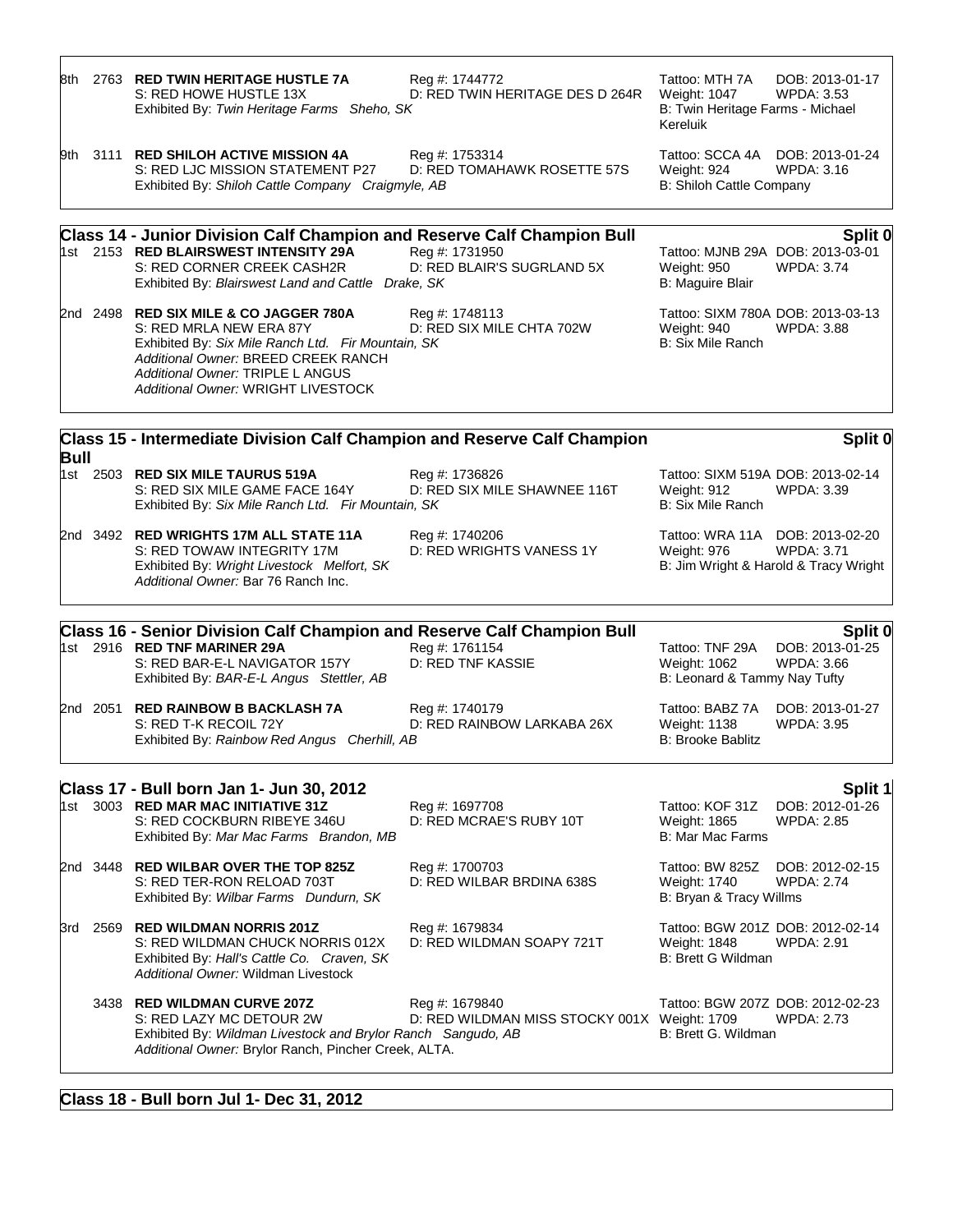| Place | No. | Name | Reg #/Dam | Tattoo/Weight/Breeder | DOB/WPDA |
|---|---|---|---|---|---|
| 8th | 2763 | **RED TWIN HERITAGE HUSTLE 7A**<br>S: RED HOWE HUSTLE 13X<br>Exhibited By: *Twin Heritage Farms Sheho, SK* | Reg #: 1744772<br>D: RED TWIN HERITAGE DES D 264R | Tattoo: MTH 7A<br>Weight: 1047<br>B: Twin Heritage Farms - Michael Kereluik | DOB: 2013-01-17<br>WPDA: 3.53 |
| 9th | 3111 | **RED SHILOH ACTIVE MISSION 4A**<br>S: RED LJC MISSION STATEMENT P27<br>Exhibited By: *Shiloh Cattle Company Craigmyle, AB* | Reg #: 1753314<br>D: RED TOMAHAWK ROSETTE 57S | Tattoo: SCCA 4A<br>Weight: 924<br>B: Shiloh Cattle Company | DOB: 2013-01-24<br>WPDA: 3.16 |

## Class 14 - Junior Division Calf Champion and Reserve Calf Champion Bull — Split 0

| Place | No. | Name | Reg #/Dam | Tattoo/Weight/Breeder | DOB/WPDA |
|---|---|---|---|---|---|
| 1st | 2153 | **RED BLAIRSWEST INTENSITY 29A**<br>S: RED CORNER CREEK CASH2R<br>Exhibited By: *Blairswest Land and Cattle Drake, SK* | Reg #: 1731950<br>D: RED BLAIR'S SUGRLAND 5X | Tattoo: MJNB 29A<br>Weight: 950<br>B: Maguire Blair | DOB: 2013-03-01<br>WPDA: 3.74 |
| 2nd | 2498 | **RED SIX MILE & CO JAGGER 780A**<br>S: RED MRLA NEW ERA 87Y<br>Exhibited By: *Six Mile Ranch Ltd. Fir Mountain, SK*<br>*Additional Owner:* BREED CREEK RANCH<br>*Additional Owner:* TRIPLE L ANGUS<br>*Additional Owner:* WRIGHT LIVESTOCK | Reg #: 1748113<br>D: RED SIX MILE CHTA 702W | Tattoo: SIXM 780A<br>Weight: 940<br>B: Six Mile Ranch | DOB: 2013-03-13<br>WPDA: 3.88 |

## Class 15 - Intermediate Division Calf Champion and Reserve Calf Champion Bull — Split 0

| Place | No. | Name | Reg #/Dam | Tattoo/Weight/Breeder | DOB/WPDA |
|---|---|---|---|---|---|
| 1st | 2503 | **RED SIX MILE TAURUS 519A**<br>S: RED SIX MILE GAME FACE 164Y<br>Exhibited By: *Six Mile Ranch Ltd. Fir Mountain, SK* | Reg #: 1736826<br>D: RED SIX MILE SHAWNEE 116T | Tattoo: SIXM 519A<br>Weight: 912<br>B: Six Mile Ranch | DOB: 2013-02-14<br>WPDA: 3.39 |
| 2nd | 3492 | **RED WRIGHTS 17M ALL STATE 11A**<br>S: RED TOWAW INTEGRITY 17M<br>Exhibited By: *Wright Livestock Melfort, SK*<br>*Additional Owner:* Bar 76 Ranch Inc. | Reg #: 1740206<br>D: RED WRIGHTS VANESS 1Y | Tattoo: WRA 11A<br>Weight: 976<br>B: Jim Wright & Harold & Tracy Wright | DOB: 2013-02-20<br>WPDA: 3.71 |

## Class 16 - Senior Division Calf Champion and Reserve Calf Champion Bull — Split 0

| Place | No. | Name | Reg #/Dam | Tattoo/Weight/Breeder | DOB/WPDA |
|---|---|---|---|---|---|
| 1st | 2916 | **RED TNF MARINER 29A**<br>S: RED BAR-E-L NAVIGATOR 157Y<br>Exhibited By: *BAR-E-L Angus Stettler, AB* | Reg #: 1761154<br>D: RED TNF KASSIE | Tattoo: TNF 29A<br>Weight: 1062<br>B: Leonard & Tammy Nay Tufty | DOB: 2013-01-25<br>WPDA: 3.66 |
| 2nd | 2051 | **RED RAINBOW B BACKLASH 7A**<br>S: RED T-K RECOIL 72Y<br>Exhibited By: *Rainbow Red Angus Cherhill, AB* | Reg #: 1740179<br>D: RED RAINBOW LARKABA 26X | Tattoo: BABZ 7A<br>Weight: 1138<br>B: Brooke Bablitz | DOB: 2013-01-27<br>WPDA: 3.95 |

## Class 17 - Bull born Jan 1- Jun 30, 2012 — Split 1

| Place | No. | Name | Reg #/Dam | Tattoo/Weight/Breeder | DOB/WPDA |
|---|---|---|---|---|---|
| 1st | 3003 | **RED MAR MAC INITIATIVE 31Z**<br>S: RED COCKBURN RIBEYE 346U<br>Exhibited By: *Mar Mac Farms Brandon, MB* | Reg #: 1697708<br>D: RED MCRAE'S RUBY 10T | Tattoo: KOF 31Z<br>Weight: 1865<br>B: Mar Mac Farms | DOB: 2012-01-26<br>WPDA: 2.85 |
| 2nd | 3448 | **RED WILBAR OVER THE TOP 825Z**<br>S: RED TER-RON RELOAD 703T<br>Exhibited By: *Wilbar Farms Dundurn, SK* | Reg #: 1700703<br>D: RED WILBAR BRDINA 638S | Tattoo: BW 825Z<br>Weight: 1740<br>B: Bryan & Tracy Willms | DOB: 2012-02-15<br>WPDA: 2.74 |
| 3rd | 2569 | **RED WILDMAN NORRIS 201Z**<br>S: RED WILDMAN CHUCK NORRIS 012X<br>Exhibited By: *Hall's Cattle Co. Craven, SK*<br>*Additional Owner:* Wildman Livestock | Reg #: 1679834<br>D: RED WILDMAN SOAPY 721T | Tattoo: BGW 201Z<br>Weight: 1848<br>B: Brett G Wildman | DOB: 2012-02-14<br>WPDA: 2.91 |
| | 3438 | **RED WILDMAN CURVE 207Z**<br>S: RED LAZY MC DETOUR 2W<br>Exhibited By: *Wildman Livestock and Brylor Ranch Sangudo, AB*<br>*Additional Owner:* Brylor Ranch, Pincher Creek, ALTA. | Reg #: 1679840<br>D: RED WILDMAN MISS STOCKY 001X | Tattoo: BGW 207Z<br>Weight: 1709<br>B: Brett G. Wildman | DOB: 2012-02-23<br>WPDA: 2.73 |

## Class 18 - Bull born Jul 1- Dec 31, 2012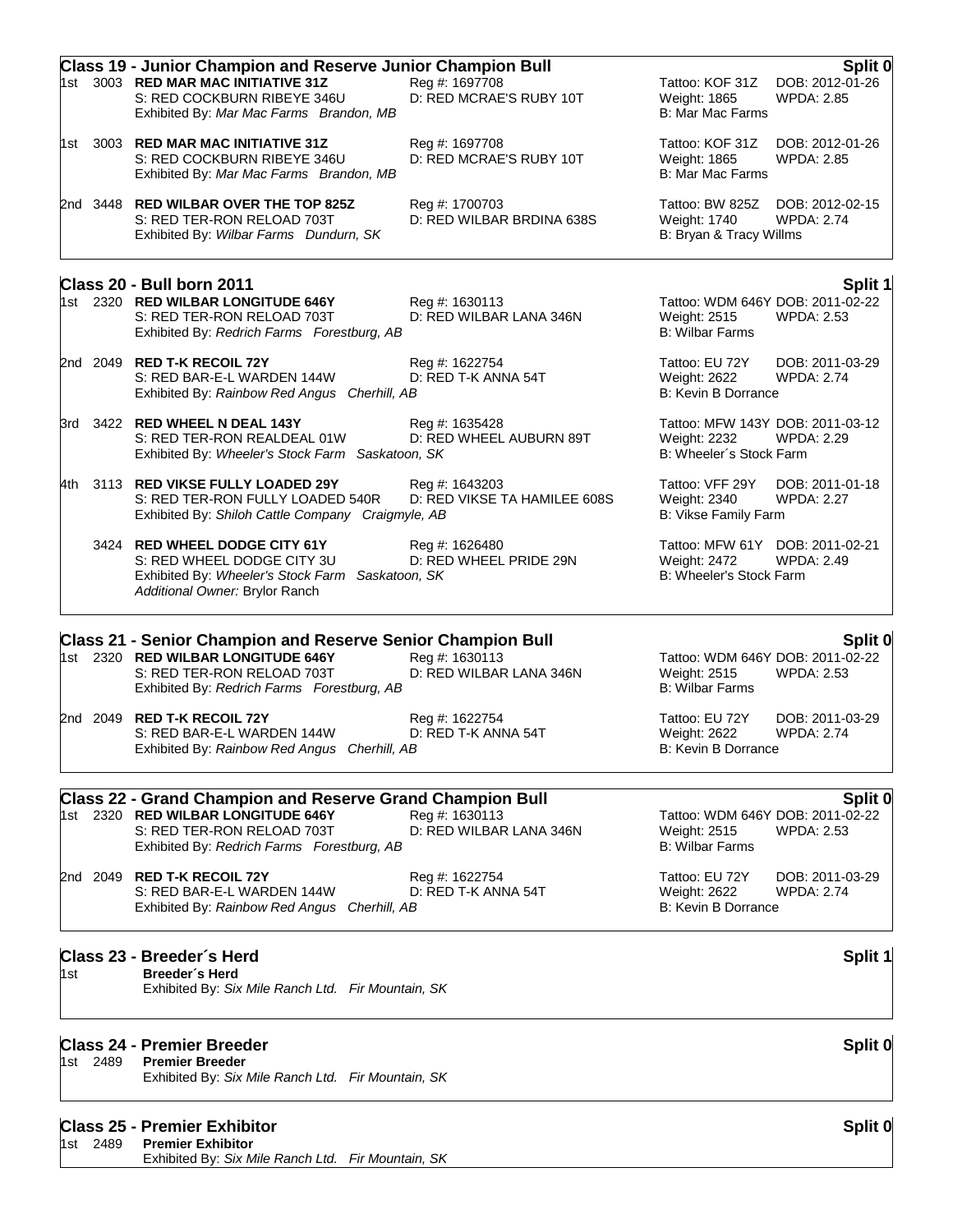## Class 19 - Junior Champion and Reserve Junior Champion Bull — Split 0

1st 3003 **RED MAR MAC INITIATIVE 31Z** Reg #: 1697708 Tattoo: KOF 31Z DOB: 2012-01-26
S: RED COCKBURN RIBEYE 346U D: RED MCRAE'S RUBY 10T Weight: 1865 WPDA: 2.85
Exhibited By: *Mar Mac Farms Brandon, MB* B: Mar Mac Farms

1st 3003 **RED MAR MAC INITIATIVE 31Z** Reg #: 1697708 Tattoo: KOF 31Z DOB: 2012-01-26
S: RED COCKBURN RIBEYE 346U D: RED MCRAE'S RUBY 10T Weight: 1865 WPDA: 2.85
Exhibited By: *Mar Mac Farms Brandon, MB* B: Mar Mac Farms

2nd 3448 **RED WILBAR OVER THE TOP 825Z** Reg #: 1700703 Tattoo: BW 825Z DOB: 2012-02-15
S: RED TER-RON RELOAD 703T D: RED WILBAR BRDINA 638S Weight: 1740 WPDA: 2.74
Exhibited By: *Wilbar Farms Dundurn, SK* B: Bryan & Tracy Willms

## Class 20 - Bull born 2011 — Split 1

1st 2320 **RED WILBAR LONGITUDE 646Y** Reg #: 1630113 Tattoo: WDM 646Y DOB: 2011-02-22
S: RED TER-RON RELOAD 703T D: RED WILBAR LANA 346N Weight: 2515 WPDA: 2.53
Exhibited By: *Redrich Farms Forestburg, AB* B: Wilbar Farms

2nd 2049 **RED T-K RECOIL 72Y** Reg #: 1622754 Tattoo: EU 72Y DOB: 2011-03-29
S: RED BAR-E-L WARDEN 144W D: RED T-K ANNA 54T Weight: 2622 WPDA: 2.74
Exhibited By: *Rainbow Red Angus Cherhill, AB* B: Kevin B Dorrance

3rd 3422 **RED WHEEL N DEAL 143Y** Reg #: 1635428 Tattoo: MFW 143Y DOB: 2011-03-12
S: RED TER-RON REALDEAL 01W D: RED WHEEL AUBURN 89T Weight: 2232 WPDA: 2.29
Exhibited By: *Wheeler's Stock Farm Saskatoon, SK* B: Wheeler´s Stock Farm

4th 3113 **RED VIKSE FULLY LOADED 29Y** Reg #: 1643203 Tattoo: VFF 29Y DOB: 2011-01-18
S: RED TER-RON FULLY LOADED 540R D: RED VIKSE TA HAMILEE 608S Weight: 2340 WPDA: 2.27
Exhibited By: *Shiloh Cattle Company Craigmyle, AB* B: Vikse Family Farm

3424 **RED WHEEL DODGE CITY 61Y** Reg #: 1626480 Tattoo: MFW 61Y DOB: 2011-02-21
S: RED WHEEL DODGE CITY 3U D: RED WHEEL PRIDE 29N Weight: 2472 WPDA: 2.49
Exhibited By: *Wheeler's Stock Farm Saskatoon, SK* B: Wheeler's Stock Farm
*Additional Owner:* Brylor Ranch

## Class 21 - Senior Champion and Reserve Senior Champion Bull — Split 0

1st 2320 **RED WILBAR LONGITUDE 646Y** Reg #: 1630113 Tattoo: WDM 646Y DOB: 2011-02-22
S: RED TER-RON RELOAD 703T D: RED WILBAR LANA 346N Weight: 2515 WPDA: 2.53
Exhibited By: *Redrich Farms Forestburg, AB* B: Wilbar Farms

2nd 2049 **RED T-K RECOIL 72Y** Reg #: 1622754 Tattoo: EU 72Y DOB: 2011-03-29
S: RED BAR-E-L WARDEN 144W D: RED T-K ANNA 54T Weight: 2622 WPDA: 2.74
Exhibited By: *Rainbow Red Angus Cherhill, AB* B: Kevin B Dorrance

## Class 22 - Grand Champion and Reserve Grand Champion Bull — Split 0

1st 2320 **RED WILBAR LONGITUDE 646Y** Reg #: 1630113 Tattoo: WDM 646Y DOB: 2011-02-22
S: RED TER-RON RELOAD 703T D: RED WILBAR LANA 346N Weight: 2515 WPDA: 2.53
Exhibited By: *Redrich Farms Forestburg, AB* B: Wilbar Farms

2nd 2049 **RED T-K RECOIL 72Y** Reg #: 1622754 Tattoo: EU 72Y DOB: 2011-03-29
S: RED BAR-E-L WARDEN 144W D: RED T-K ANNA 54T Weight: 2622 WPDA: 2.74
Exhibited By: *Rainbow Red Angus Cherhill, AB* B: Kevin B Dorrance

## Class 23 - Breeder´s Herd — Split 1

1st **Breeder´s Herd**
Exhibited By: *Six Mile Ranch Ltd. Fir Mountain, SK*

## Class 24 - Premier Breeder — Split 0

1st 2489 **Premier Breeder**
Exhibited By: *Six Mile Ranch Ltd. Fir Mountain, SK*

## Class 25 - Premier Exhibitor — Split 0

1st 2489 **Premier Exhibitor**
Exhibited By: *Six Mile Ranch Ltd. Fir Mountain, SK*